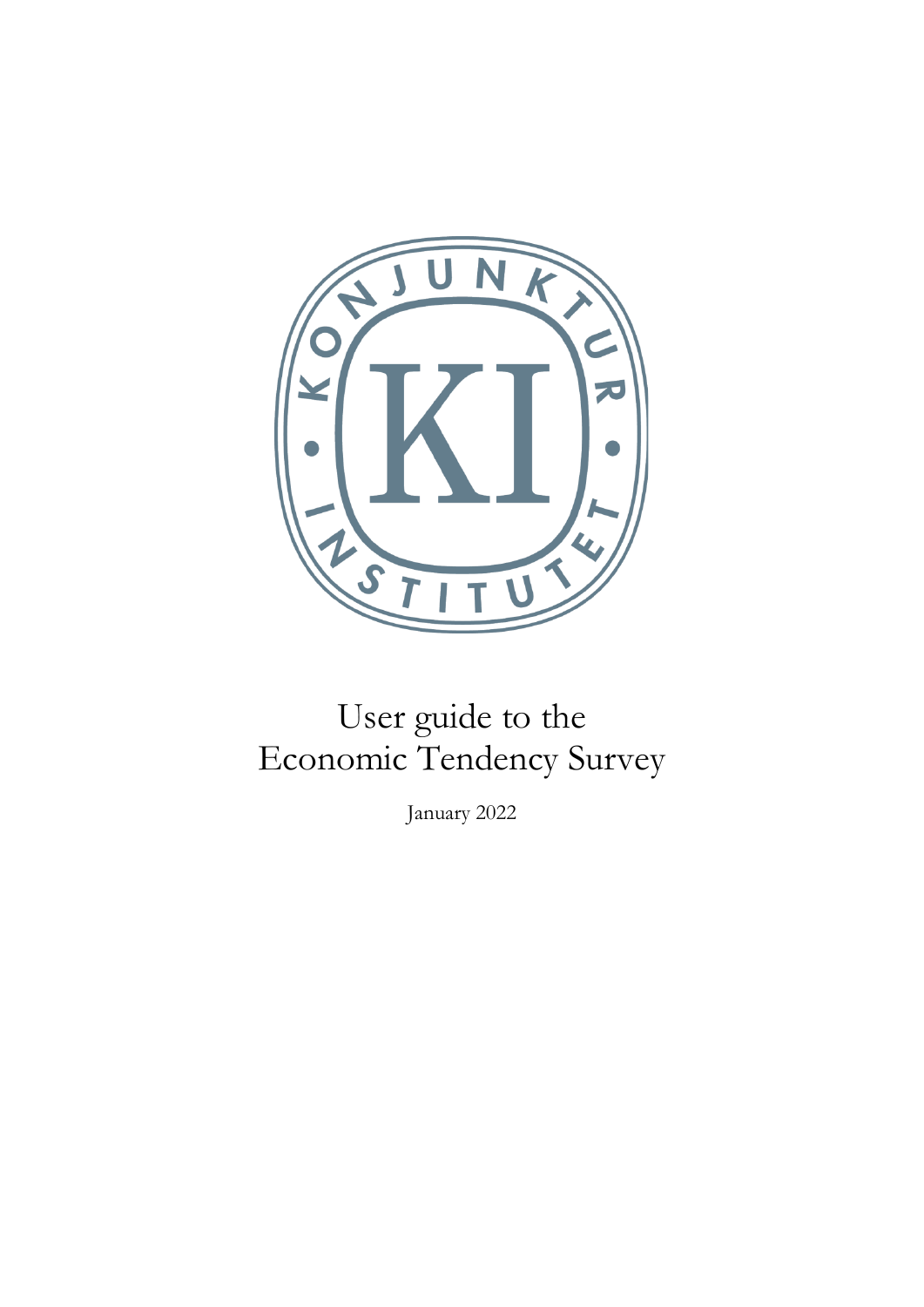# User guide to the Economic Tendency Survey

January 2022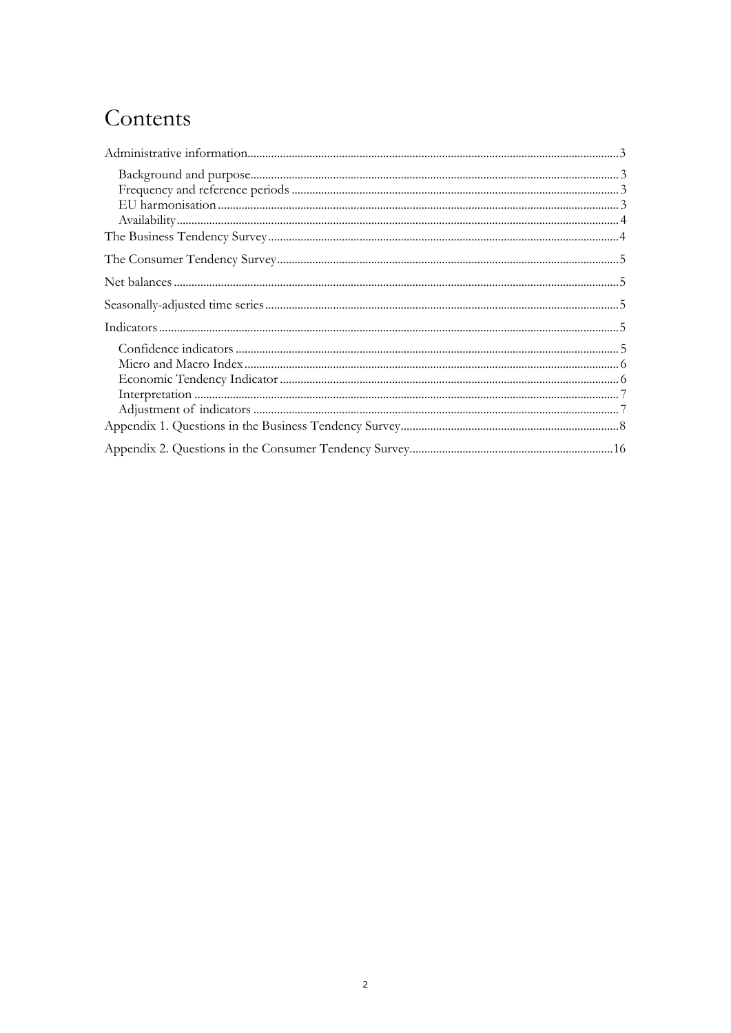# Contents

Administrative information ........ 3
- Background and purpose ........ 3
- Frequency and reference periods ........ 3
- EU harmonisation ........ 3
- Availability ........ 4

The Business Tendency Survey ........ 4

The Consumer Tendency Survey ........ 5

Net balances ........ 5

Seasonally-adjusted time series ........ 5

Indicators ........ 5
- Confidence indicators ........ 5
- Micro and Macro Index ........ 6
- Economic Tendency Indicator ........ 6
- Interpretation ........ 7
- Adjustment of indicators ........ 7

Appendix 1. Questions in the Business Tendency Survey ........ 8

Appendix 2. Questions in the Consumer Tendency Survey ........ 16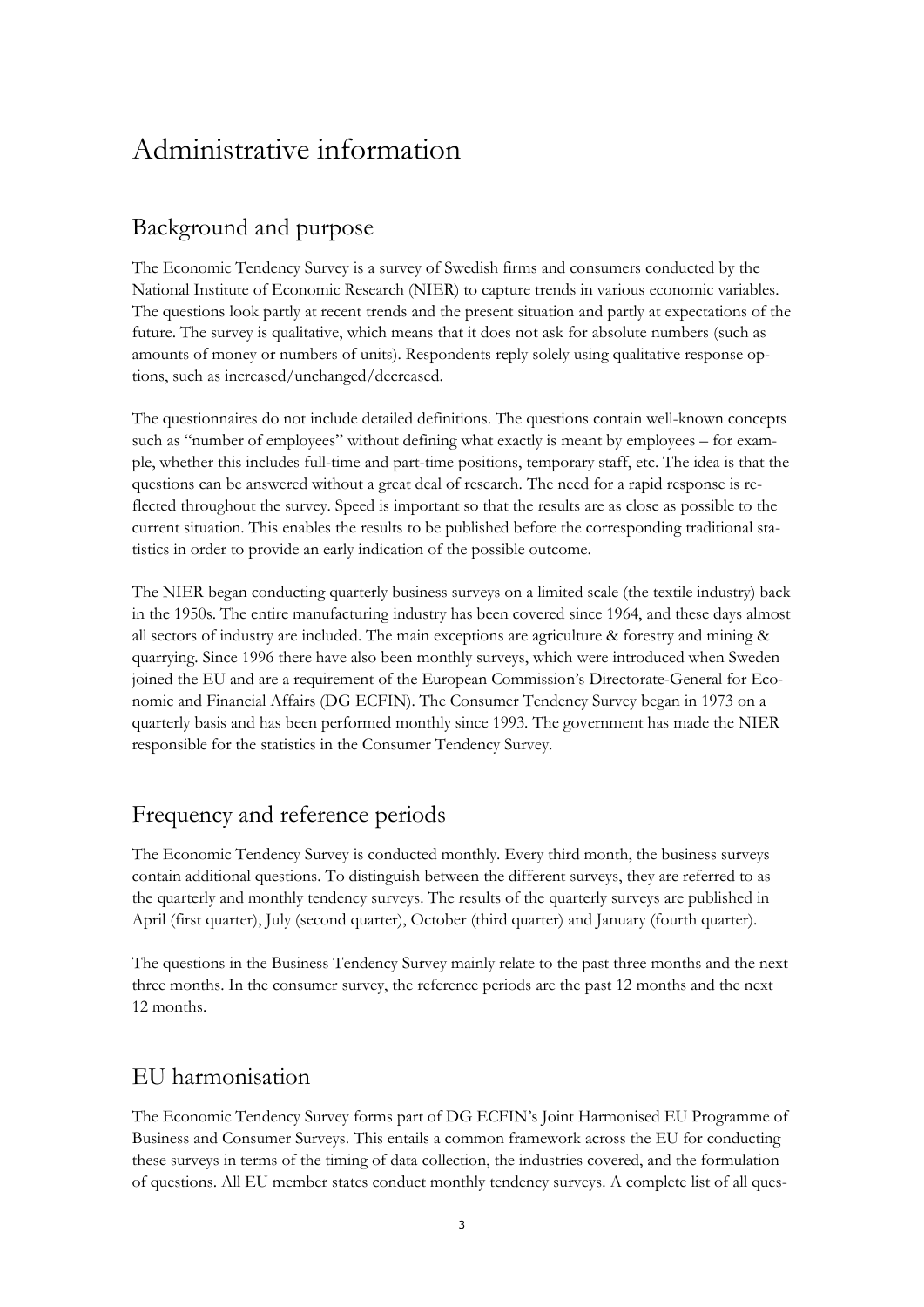# Administrative information

## Background and purpose

The Economic Tendency Survey is a survey of Swedish firms and consumers conducted by the National Institute of Economic Research (NIER) to capture trends in various economic variables. The questions look partly at recent trends and the present situation and partly at expectations of the future. The survey is qualitative, which means that it does not ask for absolute numbers (such as amounts of money or numbers of units). Respondents reply solely using qualitative response options, such as increased/unchanged/decreased.

The questionnaires do not include detailed definitions. The questions contain well-known concepts such as "number of employees" without defining what exactly is meant by employees – for example, whether this includes full-time and part-time positions, temporary staff, etc. The idea is that the questions can be answered without a great deal of research. The need for a rapid response is reflected throughout the survey. Speed is important so that the results are as close as possible to the current situation. This enables the results to be published before the corresponding traditional statistics in order to provide an early indication of the possible outcome.

The NIER began conducting quarterly business surveys on a limited scale (the textile industry) back in the 1950s. The entire manufacturing industry has been covered since 1964, and these days almost all sectors of industry are included. The main exceptions are agriculture & forestry and mining & quarrying. Since 1996 there have also been monthly surveys, which were introduced when Sweden joined the EU and are a requirement of the European Commission's Directorate-General for Economic and Financial Affairs (DG ECFIN). The Consumer Tendency Survey began in 1973 on a quarterly basis and has been performed monthly since 1993. The government has made the NIER responsible for the statistics in the Consumer Tendency Survey.

## Frequency and reference periods

The Economic Tendency Survey is conducted monthly. Every third month, the business surveys contain additional questions. To distinguish between the different surveys, they are referred to as the quarterly and monthly tendency surveys. The results of the quarterly surveys are published in April (first quarter), July (second quarter), October (third quarter) and January (fourth quarter).

The questions in the Business Tendency Survey mainly relate to the past three months and the next three months. In the consumer survey, the reference periods are the past 12 months and the next 12 months.

## EU harmonisation

The Economic Tendency Survey forms part of DG ECFIN's Joint Harmonised EU Programme of Business and Consumer Surveys. This entails a common framework across the EU for conducting these surveys in terms of the timing of data collection, the industries covered, and the formulation of questions. All EU member states conduct monthly tendency surveys. A complete list of all ques-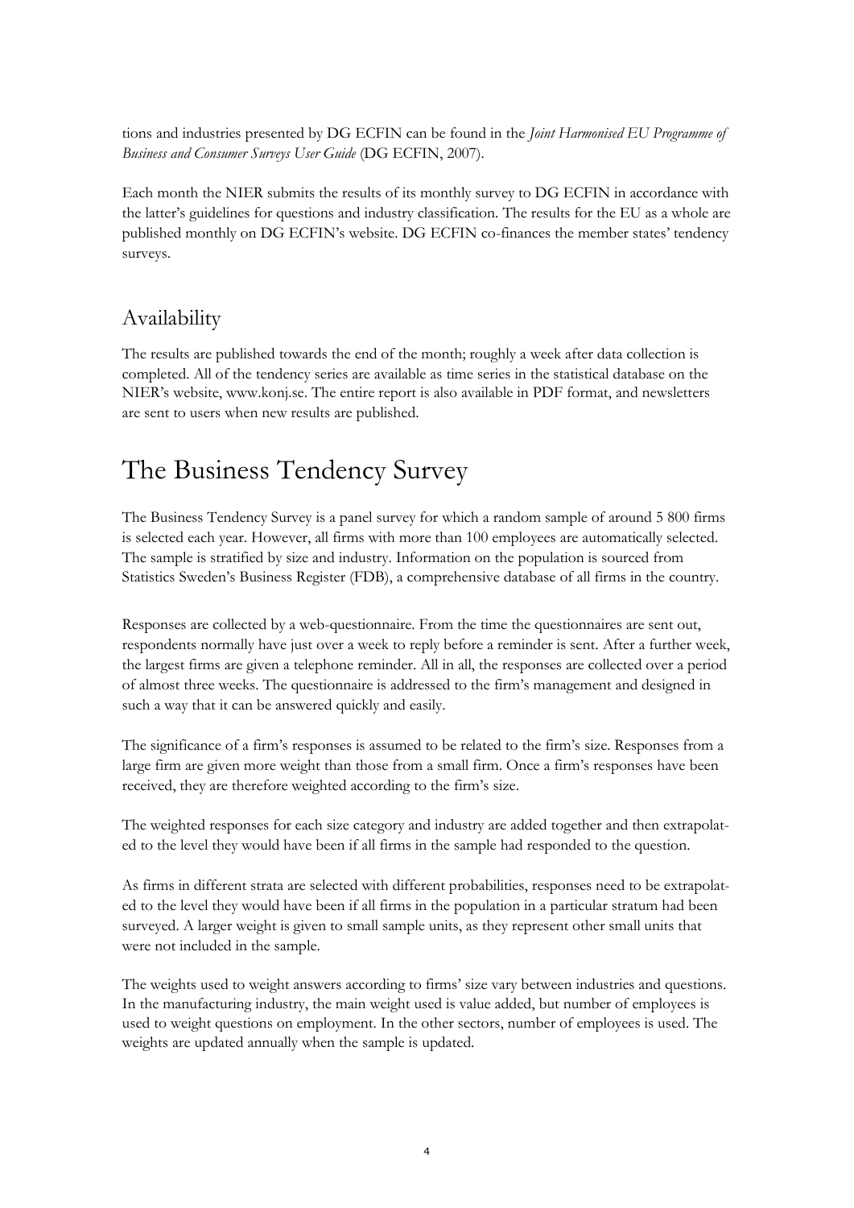tions and industries presented by DG ECFIN can be found in the *Joint Harmonised EU Programme of Business and Consumer Surveys User Guide* (DG ECFIN, 2007).

Each month the NIER submits the results of its monthly survey to DG ECFIN in accordance with the latter's guidelines for questions and industry classification. The results for the EU as a whole are published monthly on DG ECFIN's website. DG ECFIN co-finances the member states' tendency surveys.

## Availability

The results are published towards the end of the month; roughly a week after data collection is completed. All of the tendency series are available as time series in the statistical database on the NIER's website, www.konj.se. The entire report is also available in PDF format, and newsletters are sent to users when new results are published.

# The Business Tendency Survey

The Business Tendency Survey is a panel survey for which a random sample of around 5 800 firms is selected each year. However, all firms with more than 100 employees are automatically selected. The sample is stratified by size and industry. Information on the population is sourced from Statistics Sweden's Business Register (FDB), a comprehensive database of all firms in the country.

Responses are collected by a web-questionnaire. From the time the questionnaires are sent out, respondents normally have just over a week to reply before a reminder is sent. After a further week, the largest firms are given a telephone reminder. All in all, the responses are collected over a period of almost three weeks. The questionnaire is addressed to the firm's management and designed in such a way that it can be answered quickly and easily.

The significance of a firm's responses is assumed to be related to the firm's size. Responses from a large firm are given more weight than those from a small firm. Once a firm's responses have been received, they are therefore weighted according to the firm's size.

The weighted responses for each size category and industry are added together and then extrapolated to the level they would have been if all firms in the sample had responded to the question.

As firms in different strata are selected with different probabilities, responses need to be extrapolated to the level they would have been if all firms in the population in a particular stratum had been surveyed. A larger weight is given to small sample units, as they represent other small units that were not included in the sample.

The weights used to weight answers according to firms' size vary between industries and questions. In the manufacturing industry, the main weight used is value added, but number of employees is used to weight questions on employment. In the other sectors, number of employees is used. The weights are updated annually when the sample is updated.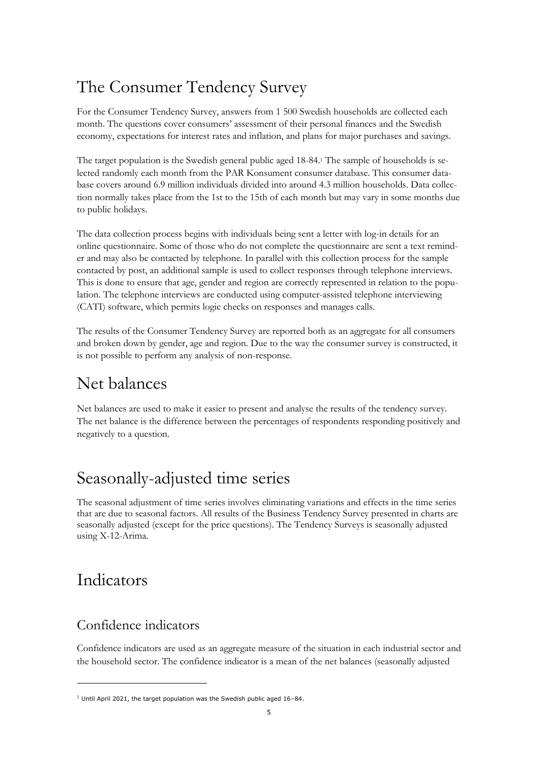# The Consumer Tendency Survey

For the Consumer Tendency Survey, answers from 1 500 Swedish households are collected each month. The questions cover consumers' assessment of their personal finances and the Swedish economy, expectations for interest rates and inflation, and plans for major purchases and savings.

The target population is the Swedish general public aged 18-84.[1] The sample of households is selected randomly each month from the PAR Konsument consumer database. This consumer database covers around 6.9 million individuals divided into around 4.3 million households. Data collection normally takes place from the 1st to the 15th of each month but may vary in some months due to public holidays.

The data collection process begins with individuals being sent a letter with log-in details for an online questionnaire. Some of those who do not complete the questionnaire are sent a text reminder and may also be contacted by telephone. In parallel with this collection process for the sample contacted by post, an additional sample is used to collect responses through telephone interviews. This is done to ensure that age, gender and region are correctly represented in relation to the population. The telephone interviews are conducted using computer-assisted telephone interviewing (CATI) software, which permits logic checks on responses and manages calls.

The results of the Consumer Tendency Survey are reported both as an aggregate for all consumers and broken down by gender, age and region. Due to the way the consumer survey is constructed, it is not possible to perform any analysis of non-response.

# Net balances

Net balances are used to make it easier to present and analyse the results of the tendency survey. The net balance is the difference between the percentages of respondents responding positively and negatively to a question.

# Seasonally-adjusted time series

The seasonal adjustment of time series involves eliminating variations and effects in the time series that are due to seasonal factors. All results of the Business Tendency Survey presented in charts are seasonally adjusted (except for the price questions). The Tendency Surveys is seasonally adjusted using X-12-Arima.

# Indicators

## Confidence indicators

Confidence indicators are used as an aggregate measure of the situation in each industrial sector and the household sector. The confidence indicator is a mean of the net balances (seasonally adjusted

[1] Until April 2021, the target population was the Swedish public aged 16–84.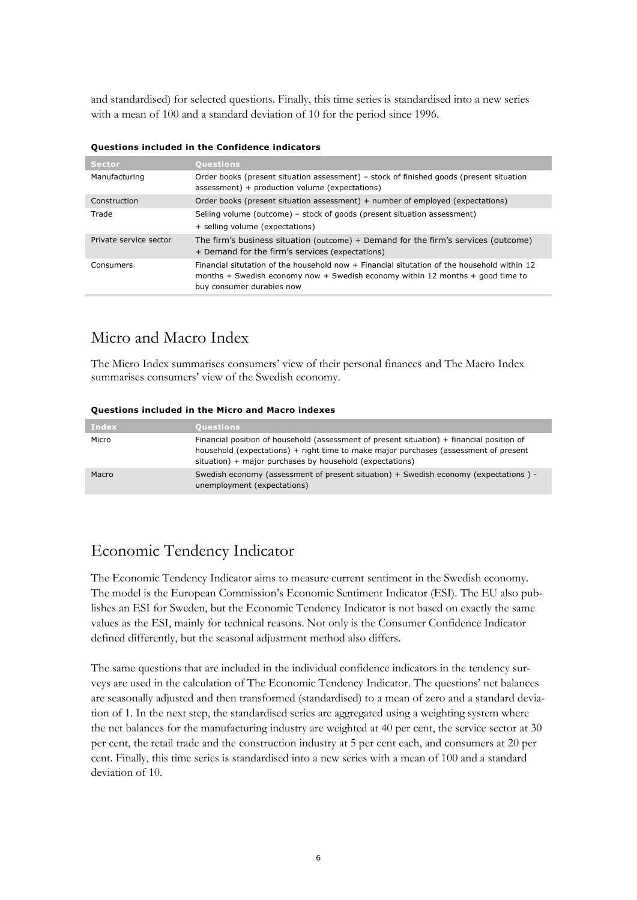and standardised) for selected questions. Finally, this time series is standardised into a new series with a mean of 100 and a standard deviation of 10 for the period since 1996.

**Questions included in the Confidence indicators**

| Sector | Questions |
|---|---|
| Manufacturing | Order books (present situation assessment) – stock of finished goods (present situation assessment) + production volume (expectations) |
| Construction | Order books (present situation assessment) + number of employed (expectations) |
| Trade | Selling volume (outcome) – stock of goods (present situation assessment) + selling volume (expectations) |
| Private service sector | The firm's business situation (outcome) + Demand for the firm's services (outcome) + Demand for the firm's services (expectations) |
| Consumers | Financial situtation of the household now + Financial situtation of the household within 12 months + Swedish economy now + Swedish economy within 12 months + good time to buy consumer durables now |

## Micro and Macro Index

The Micro Index summarises consumers' view of their personal finances and The Macro Index summarises consumers' view of the Swedish economy.

**Questions included in the Micro and Macro indexes**

| Index | Questions |
|---|---|
| Micro | Financial position of household (assessment of present situation) + financial position of household (expectations) + right time to make major purchases (assessment of present situation) + major purchases by household (expectations) |
| Macro | Swedish economy (assessment of present situation) + Swedish economy (expectations ) - unemployment (expectations) |

## Economic Tendency Indicator

The Economic Tendency Indicator aims to measure current sentiment in the Swedish economy. The model is the European Commission's Economic Sentiment Indicator (ESI). The EU also publishes an ESI for Sweden, but the Economic Tendency Indicator is not based on exactly the same values as the ESI, mainly for technical reasons. Not only is the Consumer Confidence Indicator defined differently, but the seasonal adjustment method also differs.

The same questions that are included in the individual confidence indicators in the tendency surveys are used in the calculation of The Economic Tendency Indicator. The questions' net balances are seasonally adjusted and then transformed (standardised) to a mean of zero and a standard deviation of 1. In the next step, the standardised series are aggregated using a weighting system where the net balances for the manufacturing industry are weighted at 40 per cent, the service sector at 30 per cent, the retail trade and the construction industry at 5 per cent each, and consumers at 20 per cent. Finally, this time series is standardised into a new series with a mean of 100 and a standard deviation of 10.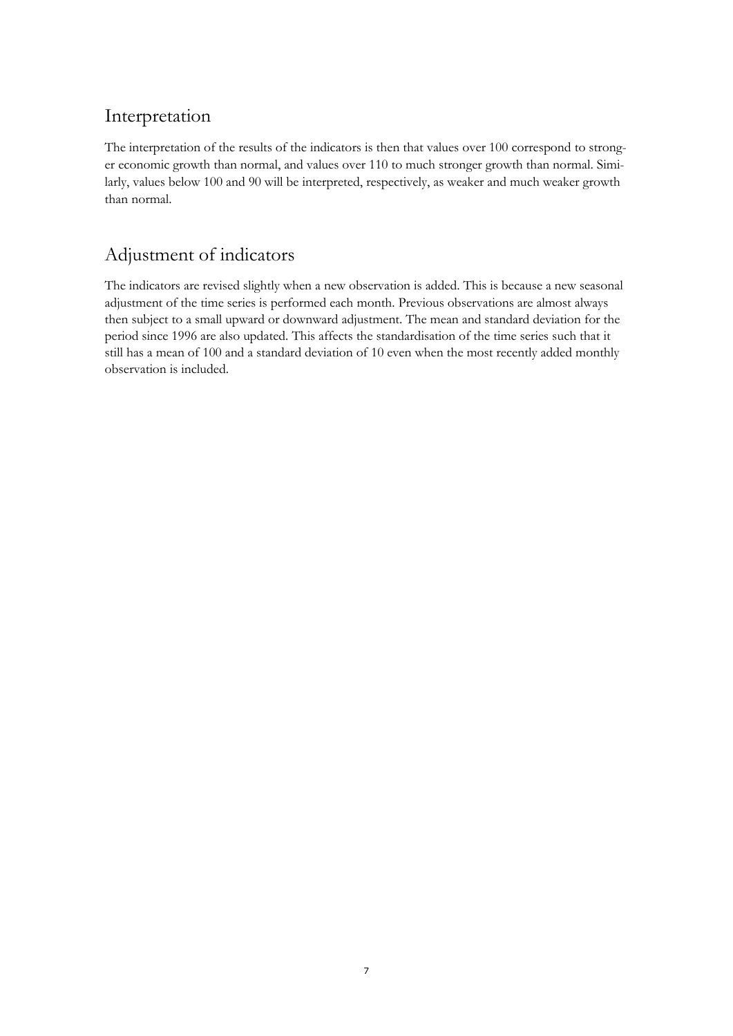## Interpretation

The interpretation of the results of the indicators is then that values over 100 correspond to stronger economic growth than normal, and values over 110 to much stronger growth than normal. Similarly, values below 100 and 90 will be interpreted, respectively, as weaker and much weaker growth than normal.

## Adjustment of indicators

The indicators are revised slightly when a new observation is added. This is because a new seasonal adjustment of the time series is performed each month. Previous observations are almost always then subject to a small upward or downward adjustment. The mean and standard deviation for the period since 1996 are also updated. This affects the standardisation of the time series such that it still has a mean of 100 and a standard deviation of 10 even when the most recently added monthly observation is included.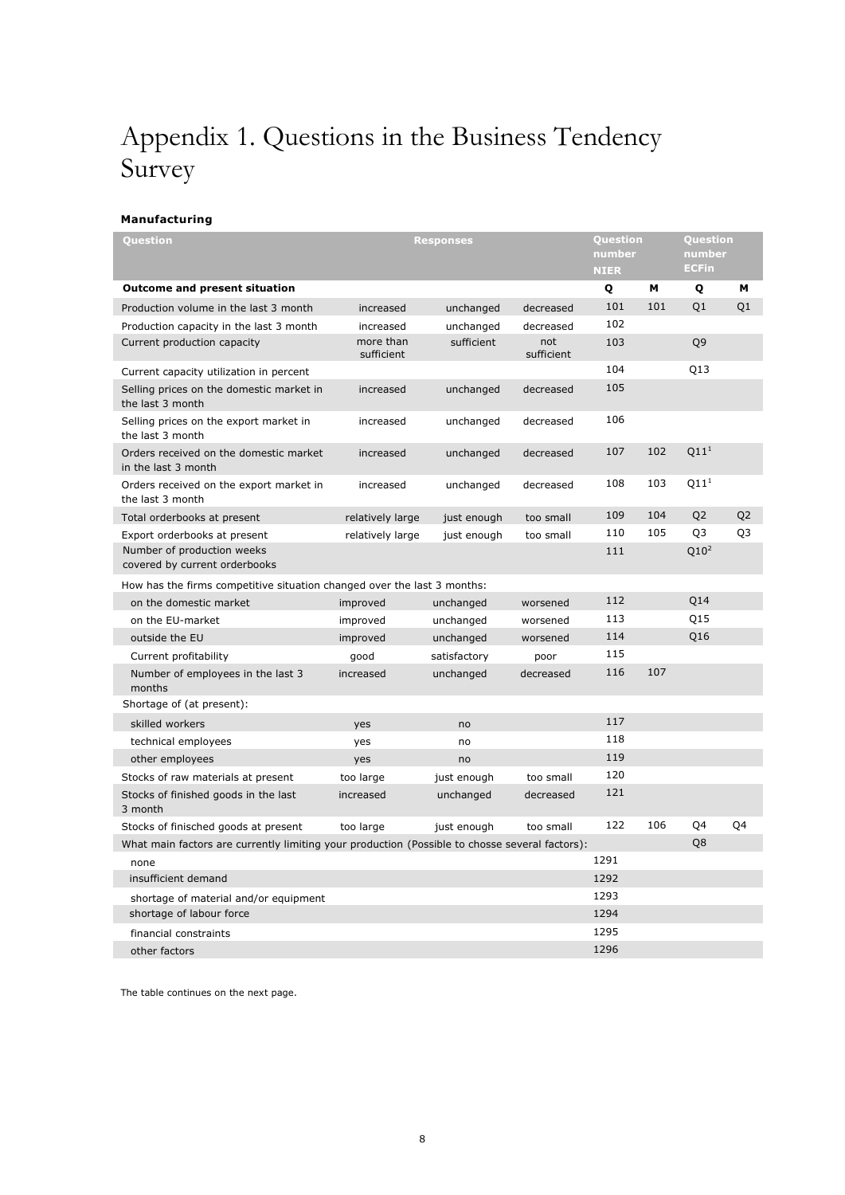# Appendix 1. Questions in the Business Tendency Survey

**Manufacturing**

| Question | Responses | | | Question number NIER | | Question number ECFin | |
|---|---|---|---|---|---|---|---|
| **Outcome and present situation** | | | | **Q** | **M** | **Q** | **M** |
| Production volume in the last 3 month | increased | unchanged | decreased | 101 | 101 | Q1 | Q1 |
| Production capacity in the last 3 month | increased | unchanged | decreased | 102 | | | |
| Current production capacity | more than sufficient | sufficient | not sufficient | 103 | | Q9 | |
| Current capacity utilization in percent | | | | 104 | | Q13 | |
| Selling prices on the domestic market in the last 3 month | increased | unchanged | decreased | 105 | | | |
| Selling prices on the export market in the last 3 month | increased | unchanged | decreased | 106 | | | |
| Orders received on the domestic market in the last 3 month | increased | unchanged | decreased | 107 | 102 | Q11[1] | |
| Orders received on the export market in the last 3 month | increased | unchanged | decreased | 108 | 103 | Q11[1] | |
| Total orderbooks at present | relatively large | just enough | too small | 109 | 104 | Q2 | Q2 |
| Export orderbooks at present | relatively large | just enough | too small | 110 | 105 | Q3 | Q3 |
| Number of production weeks covered by current orderbooks | | | | 111 | | Q10[2] | |
| How has the firms competitive situation changed over the last 3 months: | | | | | | | |
| on the domestic market | improved | unchanged | worsened | 112 | | Q14 | |
| on the EU-market | improved | unchanged | worsened | 113 | | Q15 | |
| outside the EU | improved | unchanged | worsened | 114 | | Q16 | |
| Current profitability | good | satisfactory | poor | 115 | | | |
| Number of employees in the last 3 months | increased | unchanged | decreased | 116 | 107 | | |
| Shortage of (at present): | | | | | | | |
| skilled workers | yes | no | | 117 | | | |
| technical employees | yes | no | | 118 | | | |
| other employees | yes | no | | 119 | | | |
| Stocks of raw materials at present | too large | just enough | too small | 120 | | | |
| Stocks of finished goods in the last 3 month | increased | unchanged | decreased | 121 | | | |
| Stocks of finisched goods at present | too large | just enough | too small | 122 | 106 | Q4 | Q4 |
| What main factors are currently limiting your production (Possible to chosse several factors): | | | | | | Q8 | |
| none | | | | 1291 | | | |
| insufficient demand | | | | 1292 | | | |
| shortage of material and/or equipment | | | | 1293 | | | |
| shortage of labour force | | | | 1294 | | | |
| financial constraints | | | | 1295 | | | |
| other factors | | | | 1296 | | | |

The table continues on the next page.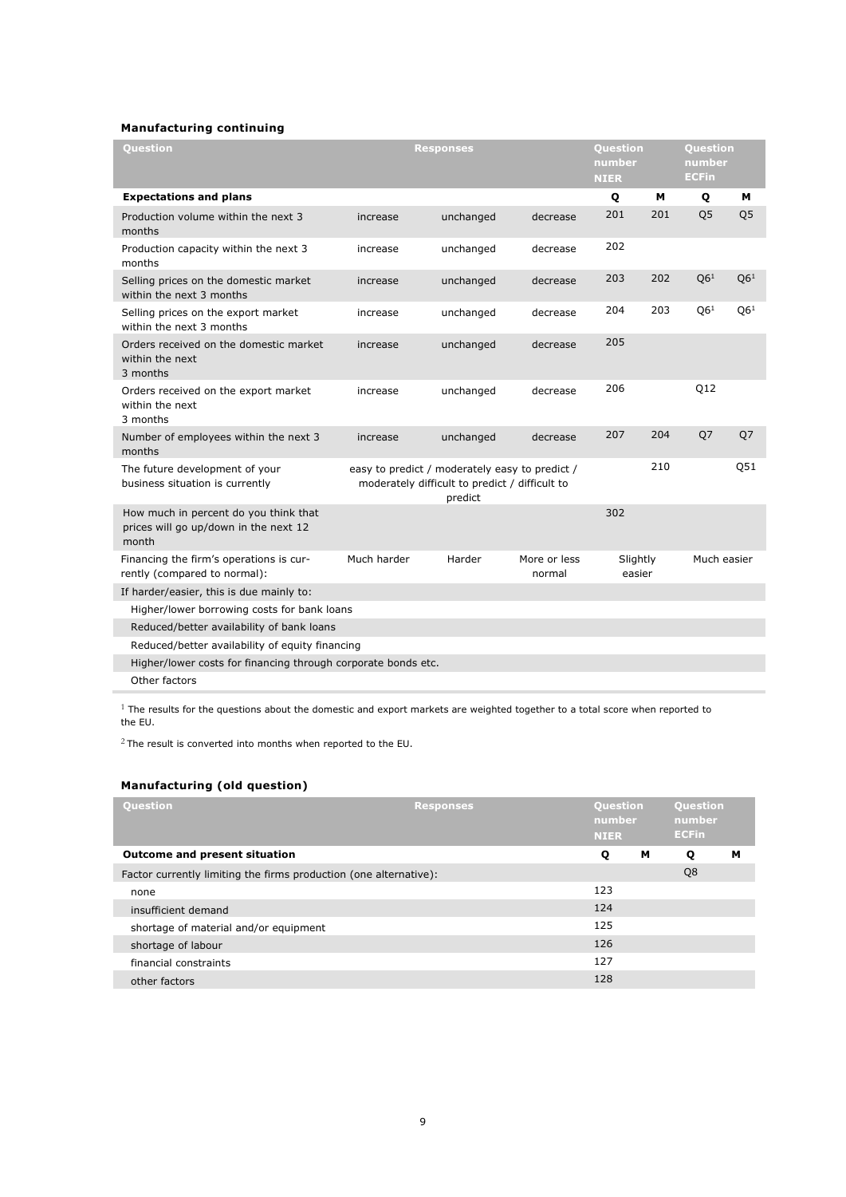**Manufacturing continuing**

| Question | Responses | | | Question number NIER | | Question number ECFin | |
|---|---|---|---|---|---|---|---|
| **Expectations and plans** | | | | **Q** | **M** | **Q** | **M** |
| Production volume within the next 3 months | increase | unchanged | decrease | 201 | 201 | Q5 | Q5 |
| Production capacity within the next 3 months | increase | unchanged | decrease | 202 | | | |
| Selling prices on the domestic market within the next 3 months | increase | unchanged | decrease | 203 | 202 | Q6[1] | Q6[1] |
| Selling prices on the export market within the next 3 months | increase | unchanged | decrease | 204 | 203 | Q6[1] | Q6[1] |
| Orders received on the domestic market within the next 3 months | increase | unchanged | decrease | 205 | | | |
| Orders received on the export market within the next 3 months | increase | unchanged | decrease | 206 | | Q12 | |
| Number of employees within the next 3 months | increase | unchanged | decrease | 207 | 204 | Q7 | Q7 |
| The future development of your business situation is currently | easy to predict / moderately easy to predict / moderately difficult to predict / difficult to predict | | | | 210 | | Q51 |
| How much in percent do you think that prices will go up/down in the next 12 month | | | | 302 | | | |
| Financing the firm's operations is currently (compared to normal): | Much harder | Harder | More or less normal | Slightly easier | | Much easier | |
| If harder/easier, this is due mainly to: | | | | | | | |
| Higher/lower borrowing costs for bank loans | | | | | | | |
| Reduced/better availability of bank loans | | | | | | | |
| Reduced/better availability of equity financing | | | | | | | |
| Higher/lower costs for financing through corporate bonds etc. | | | | | | | |
| Other factors | | | | | | | |

[1] The results for the questions about the domestic and export markets are weighted together to a total score when reported to the EU.

[2] The result is converted into months when reported to the EU.

**Manufacturing (old question)**

| Question | Responses | Question number NIER | | Question number ECFin | |
|---|---|---|---|---|---|
| **Outcome and present situation** | | **Q** | **M** | **Q** | **M** |
| Factor currently limiting the firms production (one alternative): | | | | Q8 | |
| none | | 123 | | | |
| insufficient demand | | 124 | | | |
| shortage of material and/or equipment | | 125 | | | |
| shortage of labour | | 126 | | | |
| financial constraints | | 127 | | | |
| other factors | | 128 | | | |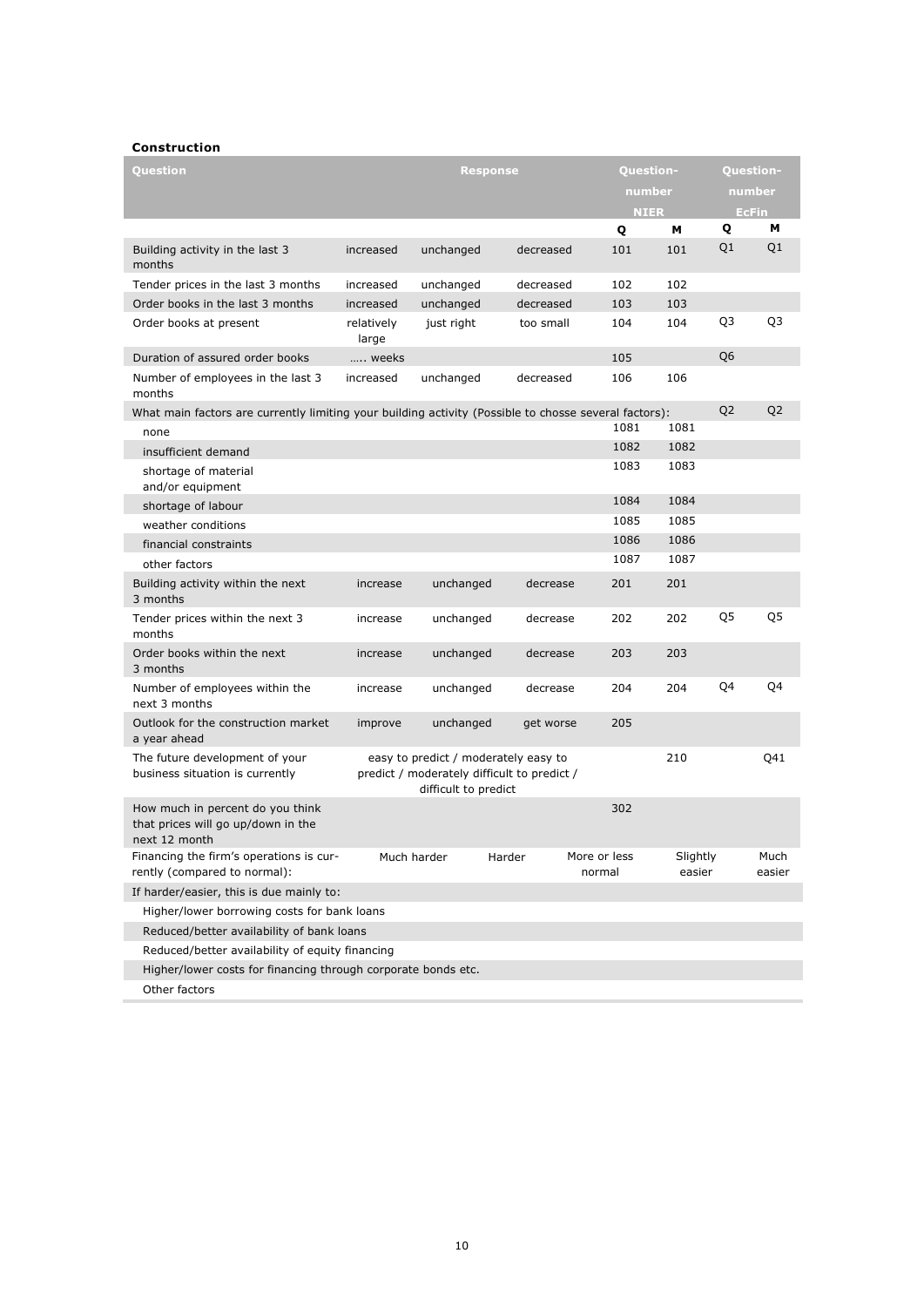**Construction**

| Question | Response | | | Question-number NIER | | Question-number EcFin | |
|---|---|---|---|---|---|---|---|
| | | | | Q | M | Q | M |
| Building activity in the last 3 months | increased | unchanged | decreased | 101 | 101 | Q1 | Q1 |
| Tender prices in the last 3 months | increased | unchanged | decreased | 102 | 102 | | |
| Order books in the last 3 months | increased | unchanged | decreased | 103 | 103 | | |
| Order books at present | relatively large | just right | too small | 104 | 104 | Q3 | Q3 |
| Duration of assured order books | ….. weeks | | | 105 | | Q6 | |
| Number of employees in the last 3 months | increased | unchanged | decreased | 106 | 106 | | |
| What main factors are currently limiting your building activity (Possible to chosse several factors): | | | | | | Q2 | Q2 |
| none | | | | 1081 | 1081 | | |
| insufficient demand | | | | 1082 | 1082 | | |
| shortage of material and/or equipment | | | | 1083 | 1083 | | |
| shortage of labour | | | | 1084 | 1084 | | |
| weather conditions | | | | 1085 | 1085 | | |
| financial constraints | | | | 1086 | 1086 | | |
| other factors | | | | 1087 | 1087 | | |
| Building activity within the next 3 months | increase | unchanged | decrease | 201 | 201 | | |
| Tender prices within the next 3 months | increase | unchanged | decrease | 202 | 202 | Q5 | Q5 |
| Order books within the next 3 months | increase | unchanged | decrease | 203 | 203 | | |
| Number of employees within the next 3 months | increase | unchanged | decrease | 204 | 204 | Q4 | Q4 |
| Outlook for the construction market a year ahead | improve | unchanged | get worse | 205 | | | |
| The future development of your business situation is currently | easy to predict / moderately easy to predict / moderately difficult to predict / difficult to predict | | | | 210 | | Q41 |
| How much in percent do you think that prices will go up/down in the next 12 month | | | | 302 | | | |
| Financing the firm's operations is currently (compared to normal): | Much harder | Harder | More or less normal | | Slightly easier | | Much easier |
| If harder/easier, this is due mainly to: | | | | | | | |
| Higher/lower borrowing costs for bank loans | | | | | | | |
| Reduced/better availability of bank loans | | | | | | | |
| Reduced/better availability of equity financing | | | | | | | |
| Higher/lower costs for financing through corporate bonds etc. | | | | | | | |
| Other factors | | | | | | | |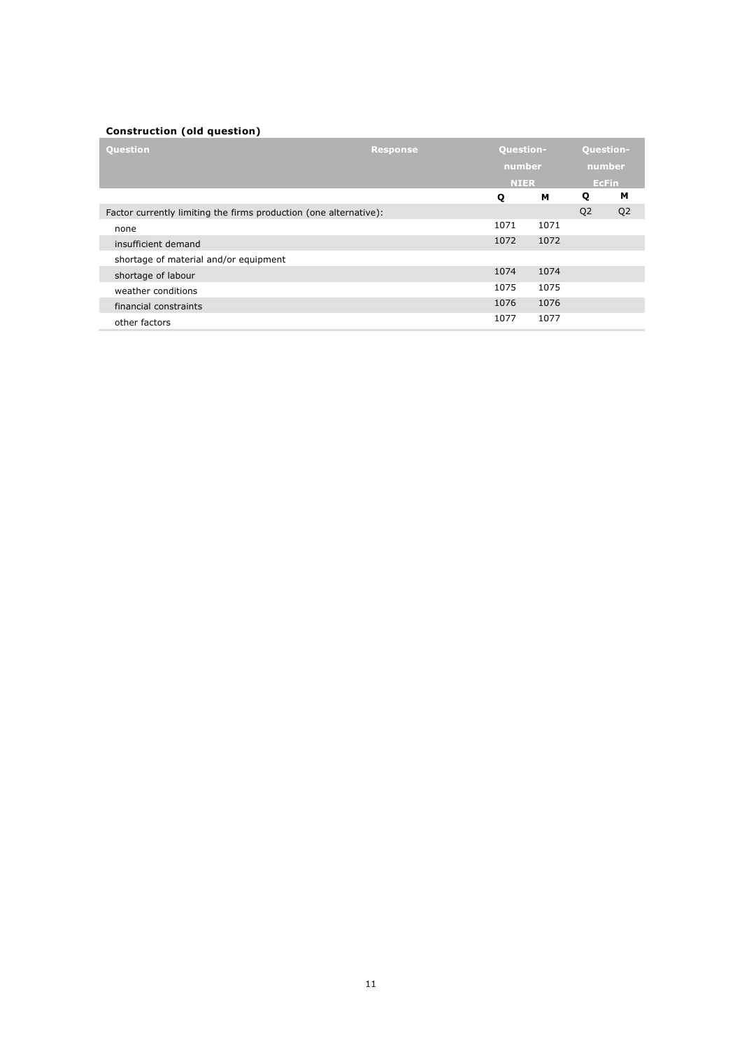**Construction (old question)**

| Question | Response | Question-number NIER | | Question-number EcFin | |
|---|---|---|---|---|---|
| | | Q | M | Q | M |
| Factor currently limiting the firms production (one alternative): | | | | Q2 | Q2 |
| none | | 1071 | 1071 | | |
| insufficient demand | | 1072 | 1072 | | |
| shortage of material and/or equipment | | | | | |
| shortage of labour | | 1074 | 1074 | | |
| weather conditions | | 1075 | 1075 | | |
| financial constraints | | 1076 | 1076 | | |
| other factors | | 1077 | 1077 | | |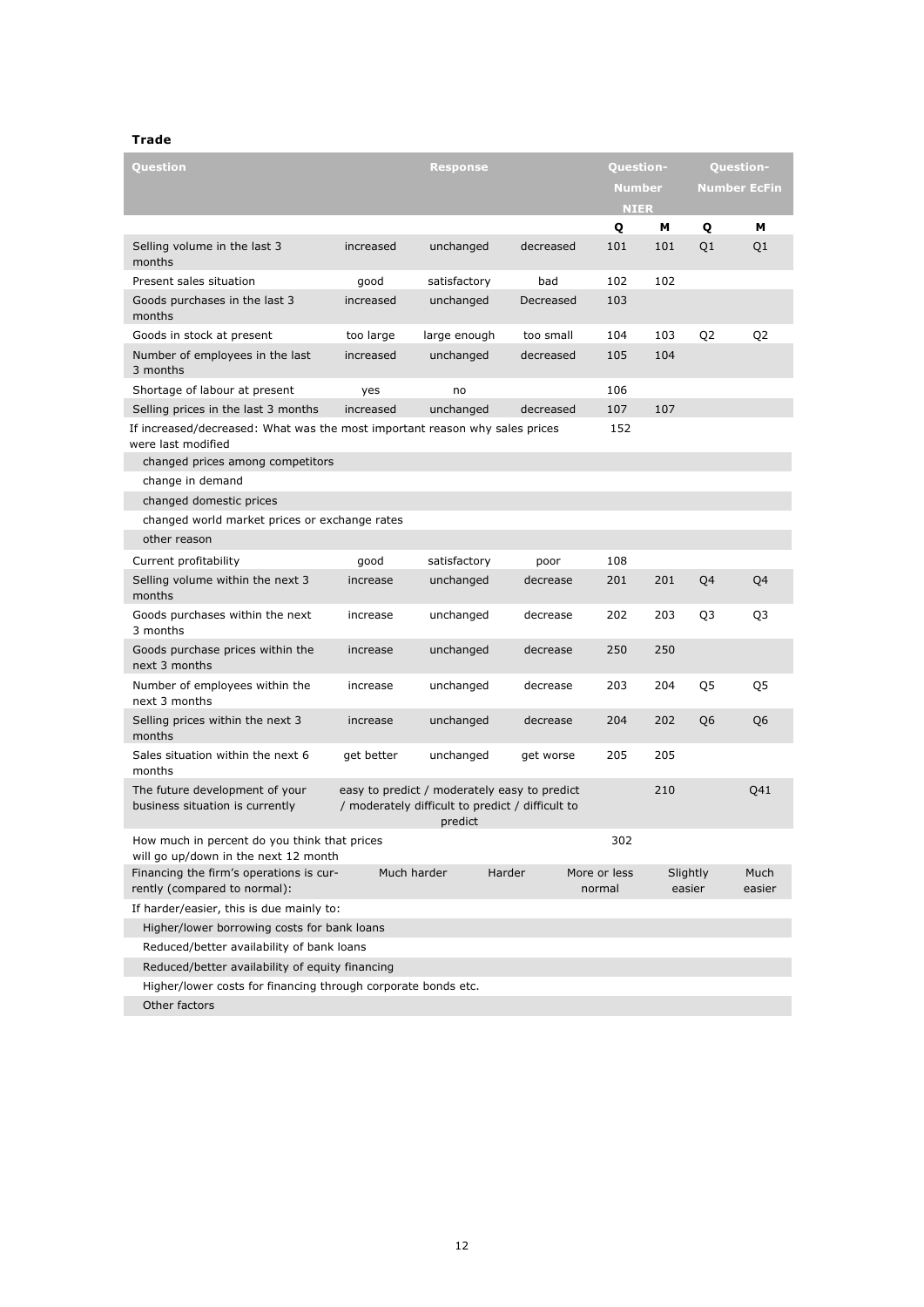**Trade**

| Question | Response | | | Question-Number NIER | | Question-Number EcFin | |
|---|---|---|---|---|---|---|---|
| | | | | Q | M | Q | M |
| Selling volume in the last 3 months | increased | unchanged | decreased | 101 | 101 | Q1 | Q1 |
| Present sales situation | good | satisfactory | bad | 102 | 102 | | |
| Goods purchases in the last 3 months | increased | unchanged | Decreased | 103 | | | |
| Goods in stock at present | too large | large enough | too small | 104 | 103 | Q2 | Q2 |
| Number of employees in the last 3 months | increased | unchanged | decreased | 105 | 104 | | |
| Shortage of labour at present | yes | no | | 106 | | | |
| Selling prices in the last 3 months | increased | unchanged | decreased | 107 | 107 | | |
| If increased/decreased: What was the most important reason why sales prices were last modified | | | | 152 | | | |
| changed prices among competitors | | | | | | | |
| change in demand | | | | | | | |
| changed domestic prices | | | | | | | |
| changed world market prices or exchange rates | | | | | | | |
| other reason | | | | | | | |
| Current profitability | good | satisfactory | poor | 108 | | | |
| Selling volume within the next 3 months | increase | unchanged | decrease | 201 | 201 | Q4 | Q4 |
| Goods purchases within the next 3 months | increase | unchanged | decrease | 202 | 203 | Q3 | Q3 |
| Goods purchase prices within the next 3 months | increase | unchanged | decrease | 250 | 250 | | |
| Number of employees within the next 3 months | increase | unchanged | decrease | 203 | 204 | Q5 | Q5 |
| Selling prices within the next 3 months | increase | unchanged | decrease | 204 | 202 | Q6 | Q6 |
| Sales situation within the next 6 months | get better | unchanged | get worse | 205 | 205 | | |
| The future development of your business situation is currently | easy to predict / moderately easy to predict / moderately difficult to predict / difficult to predict | | | | 210 | | Q41 |
| How much in percent do you think that prices will go up/down in the next 12 month | | | | 302 | | | |
| Financing the firm's operations is currently (compared to normal): | Much harder | | Harder | More or less normal | | Slightly easier | Much easier |
| If harder/easier, this is due mainly to: | | | | | | | |
| Higher/lower borrowing costs for bank loans | | | | | | | |
| Reduced/better availability of bank loans | | | | | | | |
| Reduced/better availability of equity financing | | | | | | | |
| Higher/lower costs for financing through corporate bonds etc. | | | | | | | |
| Other factors | | | | | | | |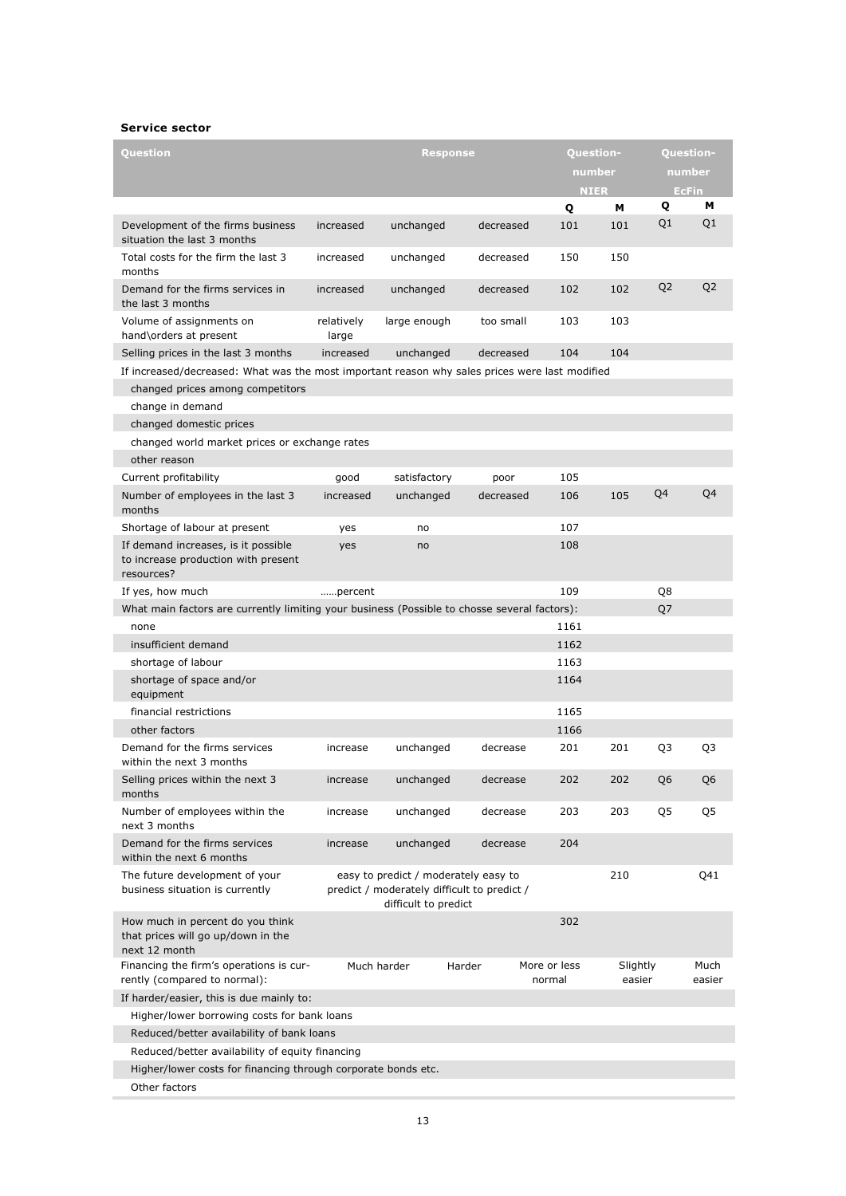**Service sector**

| Question | Response | | | Question-number NIER | | Question-number EcFin | |
|---|---|---|---|---|---|---|---|
| | | | | Q | M | Q | M |
| Development of the firms business situation the last 3 months | increased | unchanged | decreased | 101 | 101 | Q1 | Q1 |
| Total costs for the firm the last 3 months | increased | unchanged | decreased | 150 | 150 | | |
| Demand for the firms services in the last 3 months | increased | unchanged | decreased | 102 | 102 | Q2 | Q2 |
| Volume of assignments on hand\orders at present | relatively large | large enough | too small | 103 | 103 | | |
| Selling prices in the last 3 months | increased | unchanged | decreased | 104 | 104 | | |
| If increased/decreased: What was the most important reason why sales prices were last modified | | | | | | | |
| changed prices among competitors | | | | | | | |
| change in demand | | | | | | | |
| changed domestic prices | | | | | | | |
| changed world market prices or exchange rates | | | | | | | |
| other reason | | | | | | | |
| Current profitability | good | satisfactory | poor | 105 | | | |
| Number of employees in the last 3 months | increased | unchanged | decreased | 106 | 105 | Q4 | Q4 |
| Shortage of labour at present | yes | no | | 107 | | | |
| If demand increases, is it possible to increase production with present resources? | yes | no | | 108 | | | |
| If yes, how much | ……percent | | | 109 | | Q8 | |
| What main factors are currently limiting your business (Possible to chosse several factors): | | | | | | Q7 | |
| none | | | | 1161 | | | |
| insufficient demand | | | | 1162 | | | |
| shortage of labour | | | | 1163 | | | |
| shortage of space and/or equipment | | | | 1164 | | | |
| financial restrictions | | | | 1165 | | | |
| other factors | | | | 1166 | | | |
| Demand for the firms services within the next 3 months | increase | unchanged | decrease | 201 | 201 | Q3 | Q3 |
| Selling prices within the next 3 months | increase | unchanged | decrease | 202 | 202 | Q6 | Q6 |
| Number of employees within the next 3 months | increase | unchanged | decrease | 203 | 203 | Q5 | Q5 |
| Demand for the firms services within the next 6 months | increase | unchanged | decrease | 204 | | | |
| The future development of your business situation is currently | easy to predict / moderately easy to predict / moderately difficult to predict / difficult to predict | | | | 210 | | Q41 |
| How much in percent do you think that prices will go up/down in the next 12 month | | | | 302 | | | |
| Financing the firm's operations is currently (compared to normal): | Much harder | Harder | | More or less normal | Slightly easier | | Much easier |
| If harder/easier, this is due mainly to: | | | | | | | |
| Higher/lower borrowing costs for bank loans | | | | | | | |
| Reduced/better availability of bank loans | | | | | | | |
| Reduced/better availability of equity financing | | | | | | | |
| Higher/lower costs for financing through corporate bonds etc. | | | | | | | |
| Other factors | | | | | | | |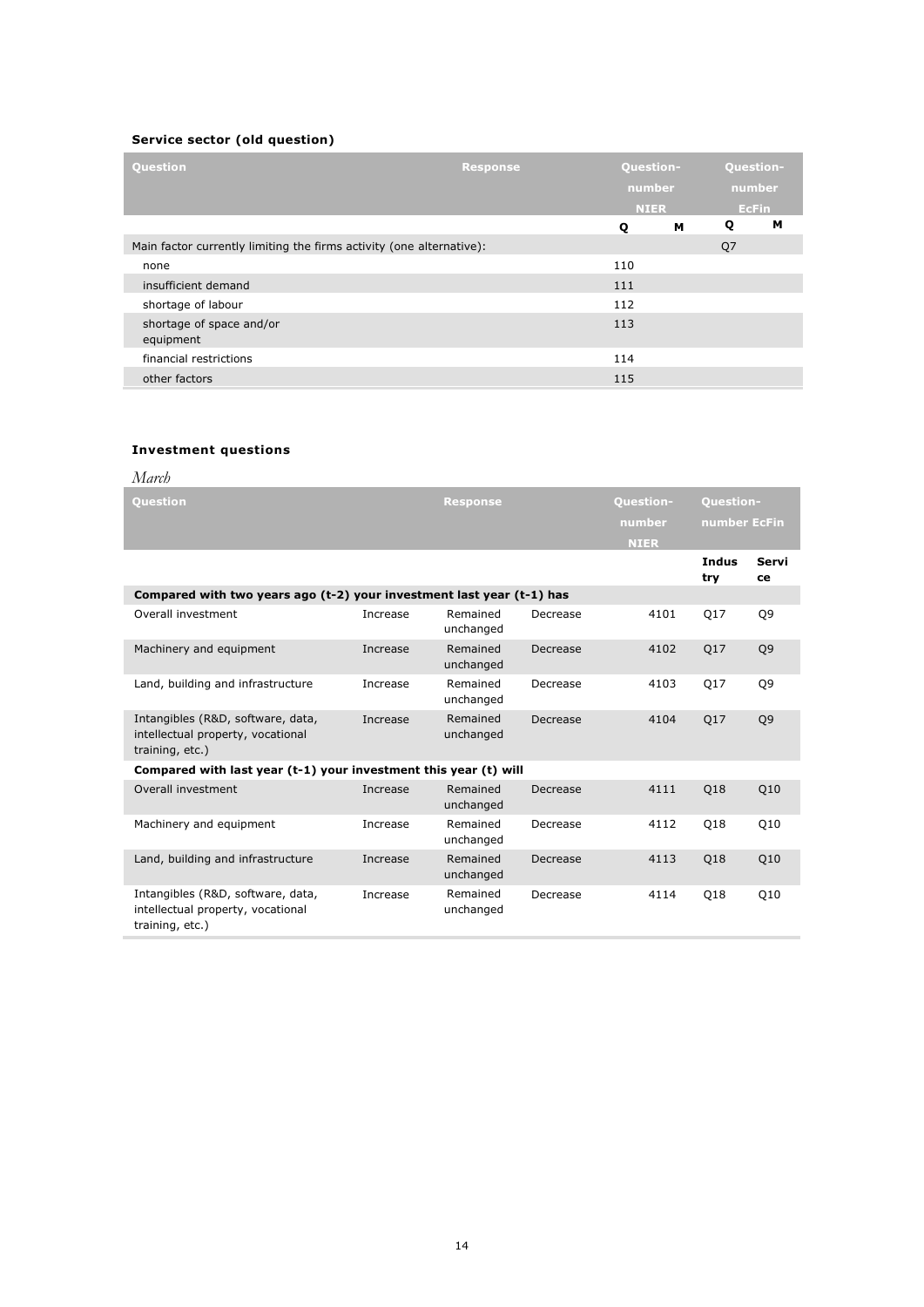**Service sector (old question)**

| Question | Response | Question-number NIER | | Question-number EcFin | |
|---|---|---|---|---|---|
| | | Q | M | Q | M |
| Main factor currently limiting the firms activity (one alternative): | | | | Q7 | |
| none | | 110 | | | |
| insufficient demand | | 111 | | | |
| shortage of labour | | 112 | | | |
| shortage of space and/or equipment | | 113 | | | |
| financial restrictions | | 114 | | | |
| other factors | | 115 | | | |

**Investment questions**

*March*

| Question | Response | | | Question-number NIER | Question-number EcFin | |
|---|---|---|---|---|---|---|
| | | | | | Industry | Service |
| **Compared with two years ago (t-2) your investment last year (t-1) has** | | | | | | |
| Overall investment | Increase | Remained unchanged | Decrease | 4101 | Q17 | Q9 |
| Machinery and equipment | Increase | Remained unchanged | Decrease | 4102 | Q17 | Q9 |
| Land, building and infrastructure | Increase | Remained unchanged | Decrease | 4103 | Q17 | Q9 |
| Intangibles (R&D, software, data, intellectual property, vocational training, etc.) | Increase | Remained unchanged | Decrease | 4104 | Q17 | Q9 |
| **Compared with last year (t-1) your investment this year (t) will** | | | | | | |
| Overall investment | Increase | Remained unchanged | Decrease | 4111 | Q18 | Q10 |
| Machinery and equipment | Increase | Remained unchanged | Decrease | 4112 | Q18 | Q10 |
| Land, building and infrastructure | Increase | Remained unchanged | Decrease | 4113 | Q18 | Q10 |
| Intangibles (R&D, software, data, intellectual property, vocational training, etc.) | Increase | Remained unchanged | Decrease | 4114 | Q18 | Q10 |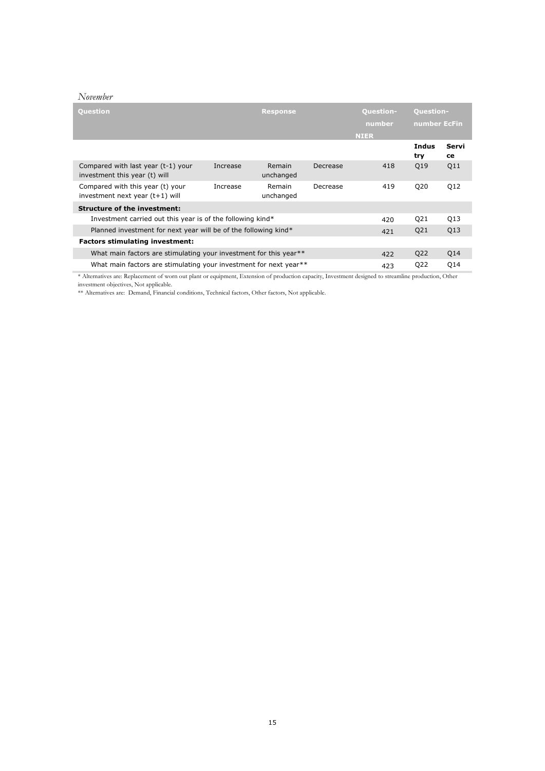*November*

| Question | Response | | | Question-number NIER | Question-number EcFin | |
|---|---|---|---|---|---|---|
| | | | | | Industry | Service |
| Compared with last year (t-1) your investment this year (t) will | Increase | Remain unchanged | Decrease | 418 | Q19 | Q11 |
| Compared with this year (t) your investment next year (t+1) will | Increase | Remain unchanged | Decrease | 419 | Q20 | Q12 |
| **Structure of the investment:** | | | | | | |
| Investment carried out this year is of the following kind* | | | | 420 | Q21 | Q13 |
| Planned investment for next year will be of the following kind* | | | | 421 | Q21 | Q13 |
| **Factors stimulating investment:** | | | | | | |
| What main factors are stimulating your investment for this year** | | | | 422 | Q22 | Q14 |
| What main factors are stimulating your investment for next year** | | | | 423 | Q22 | Q14 |

* Alternatives are: Replacement of worn out plant or equipment, Extension of production capacity, Investment designed to streamline production, Other investment objectives, Not applicable.

** Alternatives are: Demand, Financial conditions, Technical factors, Other factors, Not applicable.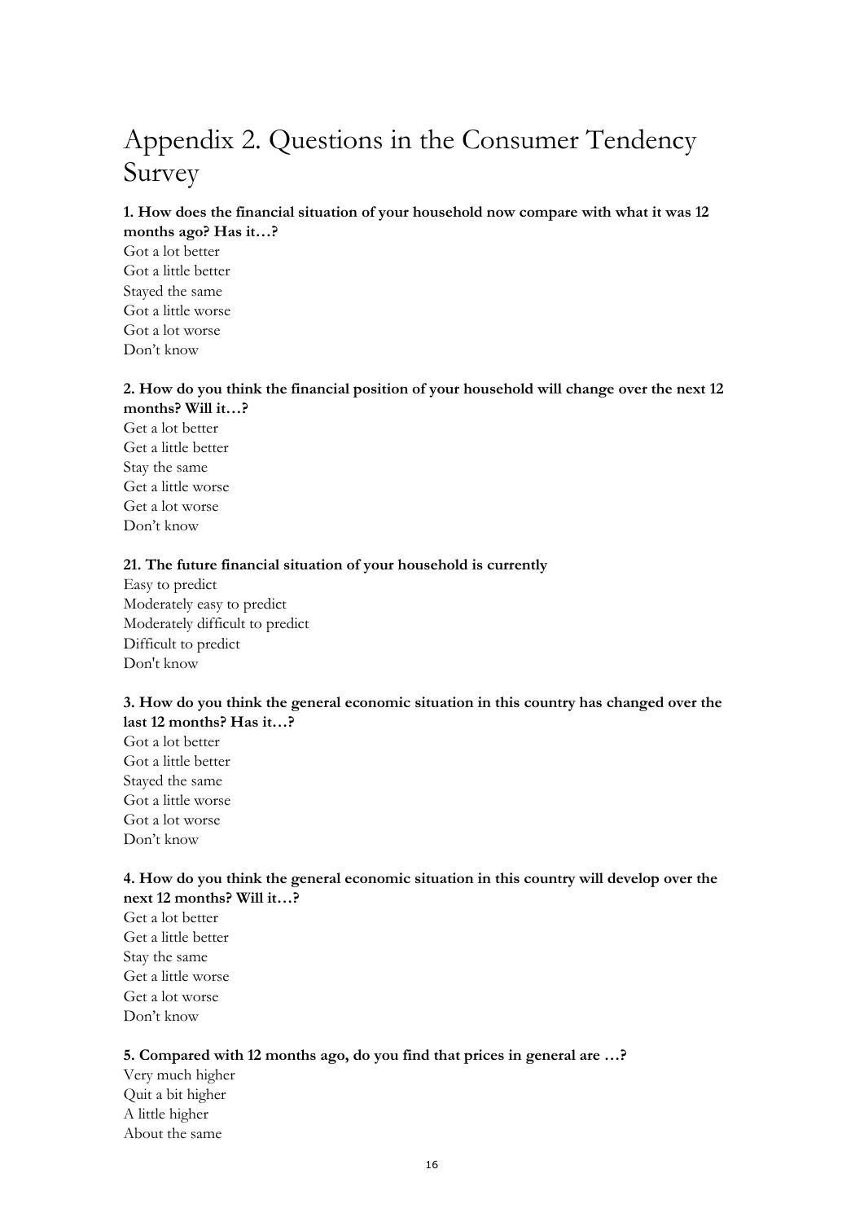# Appendix 2. Questions in the Consumer Tendency Survey

**1. How does the financial situation of your household now compare with what it was 12 months ago? Has it…?**

Got a lot better
Got a little better
Stayed the same
Got a little worse
Got a lot worse
Don't know

**2. How do you think the financial position of your household will change over the next 12 months? Will it…?**

Get a lot better
Get a little better
Stay the same
Get a little worse
Get a lot worse
Don't know

**21. The future financial situation of your household is currently**

Easy to predict
Moderately easy to predict
Moderately difficult to predict
Difficult to predict
Don't know

**3. How do you think the general economic situation in this country has changed over the last 12 months? Has it…?**

Got a lot better
Got a little better
Stayed the same
Got a little worse
Got a lot worse
Don't know

**4. How do you think the general economic situation in this country will develop over the next 12 months? Will it…?**

Get a lot better
Get a little better
Stay the same
Get a little worse
Get a lot worse
Don't know

**5. Compared with 12 months ago, do you find that prices in general are …?**

Very much higher
Quit a bit higher
A little higher
About the same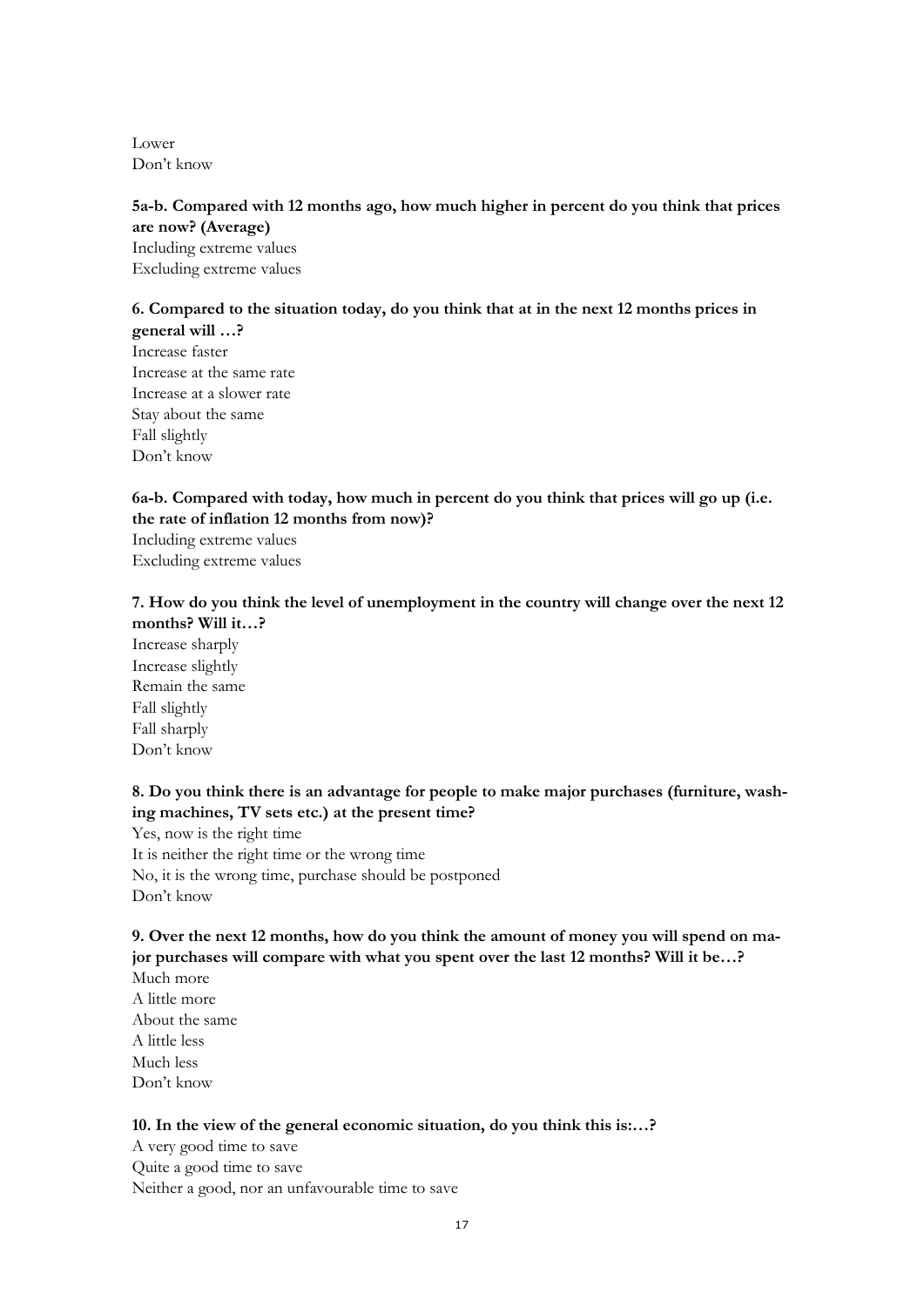Lower
Don't know

**5a-b. Compared with 12 months ago, how much higher in percent do you think that prices are now? (Average)**
Including extreme values
Excluding extreme values

**6. Compared to the situation today, do you think that at in the next 12 months prices in general will …?**
Increase faster
Increase at the same rate
Increase at a slower rate
Stay about the same
Fall slightly
Don't know

**6a-b. Compared with today, how much in percent do you think that prices will go up (i.e. the rate of inflation 12 months from now)?**
Including extreme values
Excluding extreme values

**7. How do you think the level of unemployment in the country will change over the next 12 months? Will it…?**
Increase sharply
Increase slightly
Remain the same
Fall slightly
Fall sharply
Don't know

**8. Do you think there is an advantage for people to make major purchases (furniture, washing machines, TV sets etc.) at the present time?**
Yes, now is the right time
It is neither the right time or the wrong time
No, it is the wrong time, purchase should be postponed
Don't know

**9. Over the next 12 months, how do you think the amount of money you will spend on major purchases will compare with what you spent over the last 12 months? Will it be…?**
Much more
A little more
About the same
A little less
Much less
Don't know

**10. In the view of the general economic situation, do you think this is:…?**
A very good time to save
Quite a good time to save
Neither a good, nor an unfavourable time to save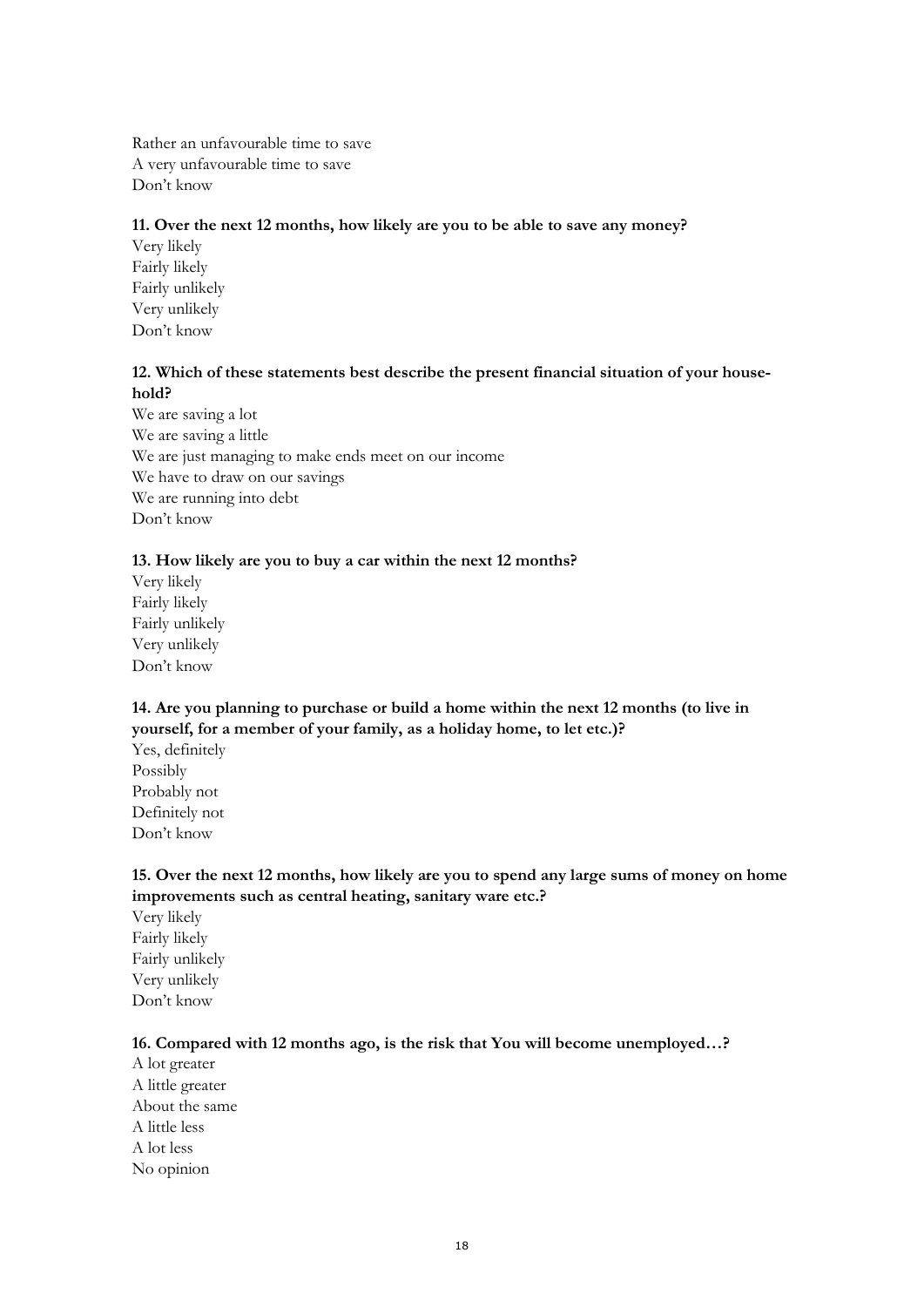Rather an unfavourable time to save
A very unfavourable time to save
Don't know

**11. Over the next 12 months, how likely are you to be able to save any money?**

Very likely
Fairly likely
Fairly unlikely
Very unlikely
Don't know

**12. Which of these statements best describe the present financial situation of your household?**

We are saving a lot
We are saving a little
We are just managing to make ends meet on our income
We have to draw on our savings
We are running into debt
Don't know

**13. How likely are you to buy a car within the next 12 months?**

Very likely
Fairly likely
Fairly unlikely
Very unlikely
Don't know

**14. Are you planning to purchase or build a home within the next 12 months (to live in yourself, for a member of your family, as a holiday home, to let etc.)?**

Yes, definitely
Possibly
Probably not
Definitely not
Don't know

**15. Over the next 12 months, how likely are you to spend any large sums of money on home improvements such as central heating, sanitary ware etc.?**

Very likely
Fairly likely
Fairly unlikely
Very unlikely
Don't know

**16. Compared with 12 months ago, is the risk that You will become unemployed…?**

A lot greater
A little greater
About the same
A little less
A lot less
No opinion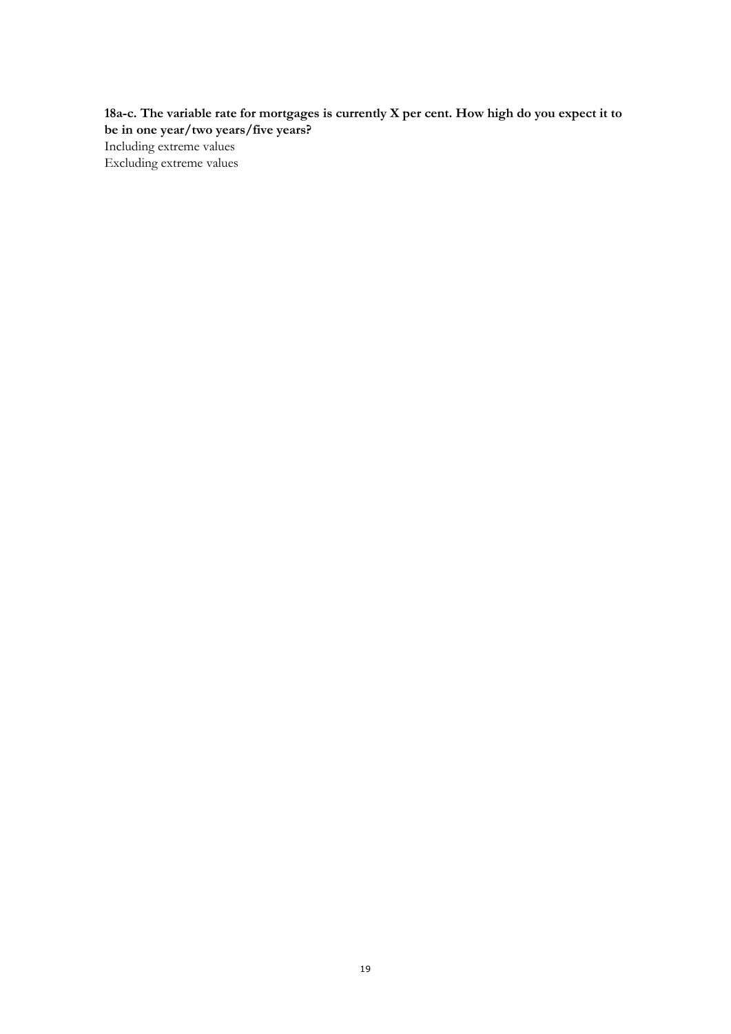**18a-c. The variable rate for mortgages is currently X per cent. How high do you expect it to be in one year/two years/five years?**

Including extreme values

Excluding extreme values